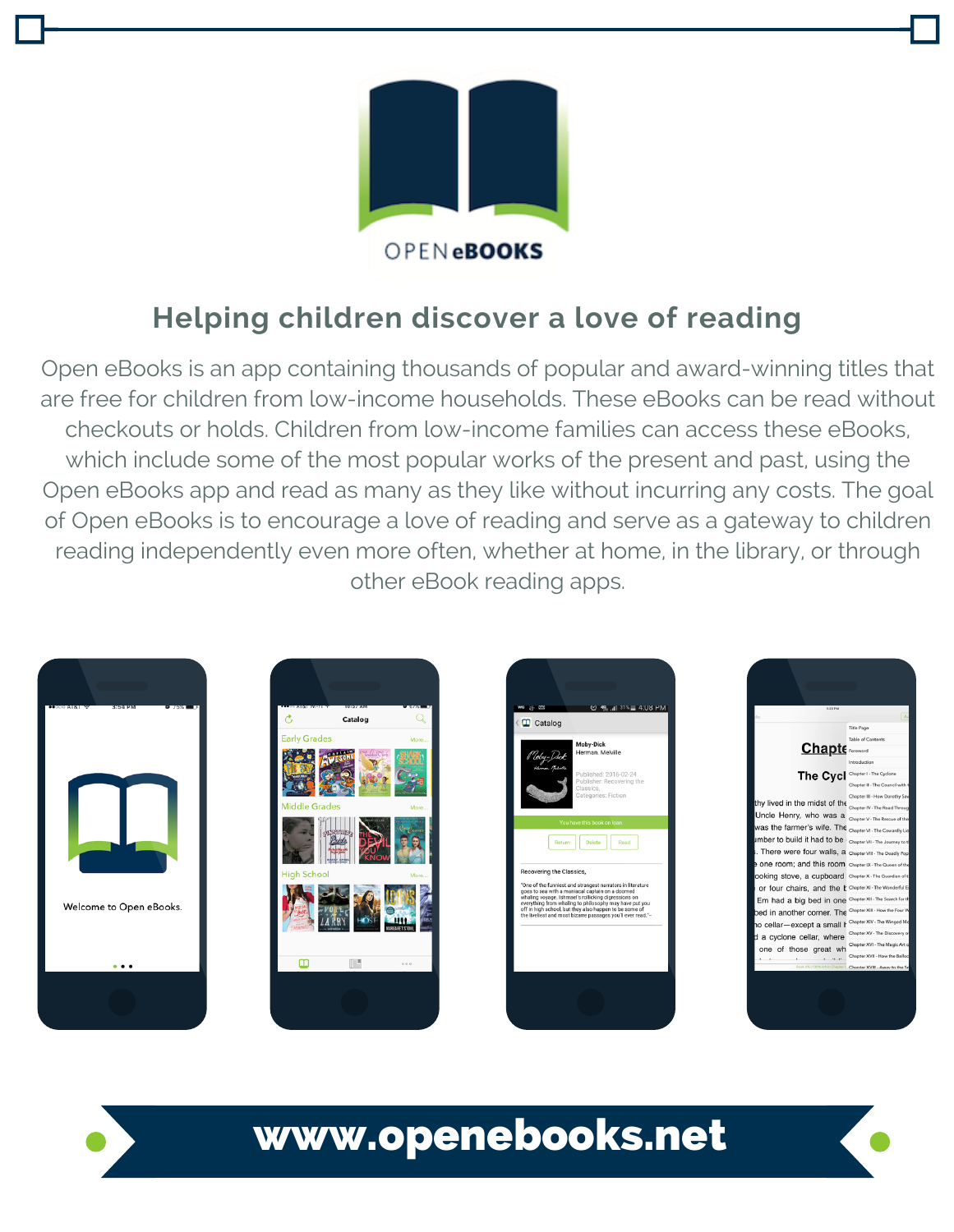OPEN **eBOOKS**

## Helping children discover a love of reading

Open eBooks is an app containing thousands of popular and award-winning titles that are free for children from low-income households. These eBooks can be read without checkouts or holds. Children from low-income families can access these eBooks, which include some of the most popular works of the present and past, using the Open eBooks app and read as many as they like without incurring any costs. The goal of Open eBooks is to encourage a love of reading and serve as a gateway to children reading independently even more often, whether at home, in the library, or through other eBook reading apps.

**www.openebooks.net**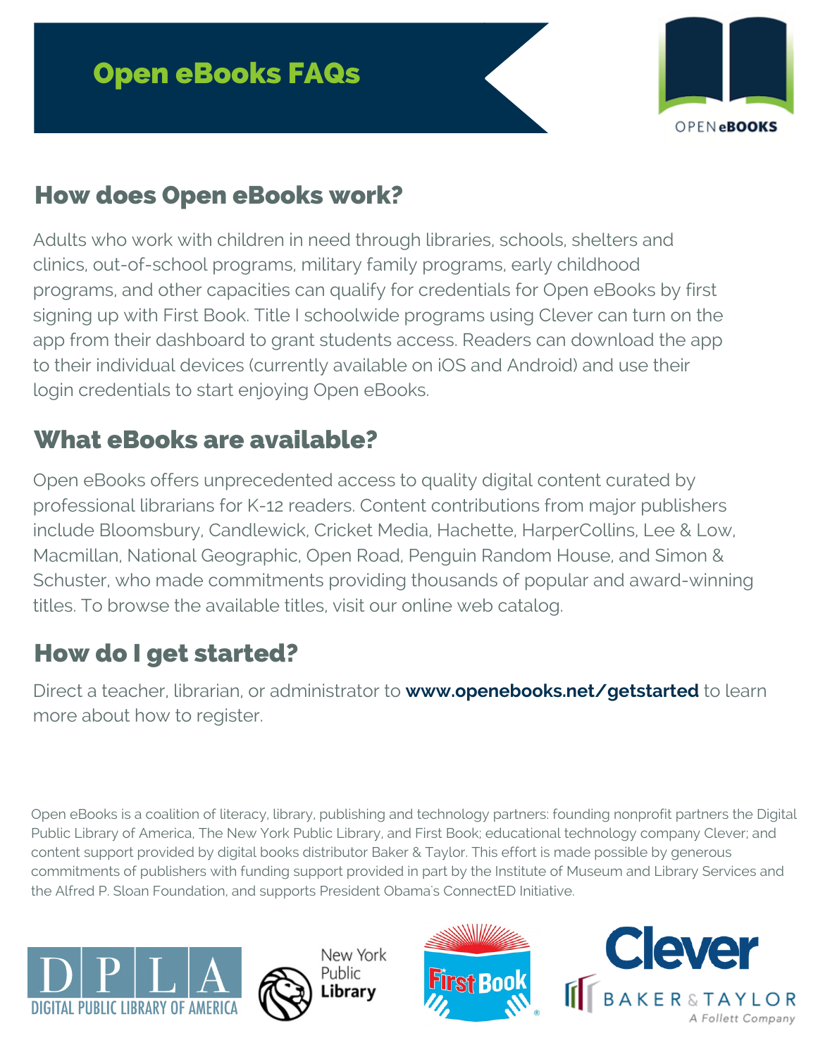# Open eBooks FAQs

OPEN eBOOKS

## How does Open eBooks work?

Adults who work with children in need through libraries, schools, shelters and clinics, out-of-school programs, military family programs, early childhood programs, and other capacities can qualify for credentials for Open eBooks by first signing up with First Book. Title I schoolwide programs using Clever can turn on the app from their dashboard to grant students access. Readers can download the app to their individual devices (currently available on iOS and Android) and use their login credentials to start enjoying Open eBooks.

## What eBooks are available?

Open eBooks offers unprecedented access to quality digital content curated by professional librarians for K-12 readers. Content contributions from major publishers include Bloomsbury, Candlewick, Cricket Media, Hachette, HarperCollins, Lee & Low, Macmillan, National Geographic, Open Road, Penguin Random House, and Simon & Schuster, who made commitments providing thousands of popular and award-winning titles. To browse the available titles, visit our online web catalog.

## How do I get started?

Direct a teacher, librarian, or administrator to **www.openebooks.net/getstarted** to learn more about how to register.

Open eBooks is a coalition of literacy, library, publishing and technology partners: founding nonprofit partners the Digital Public Library of America, The New York Public Library, and First Book; educational technology company Clever; and content support provided by digital books distributor Baker & Taylor. This effort is made possible by generous commitments of publishers with funding support provided in part by the Institute of Museum and Library Services and the Alfred P. Sloan Foundation, and supports President Obama's ConnectED Initiative.

DPLA DIGITAL PUBLIC LIBRARY OF AMERICA

New York Public Library

First Book

Clever

BAKER & TAYLOR A Follett Company